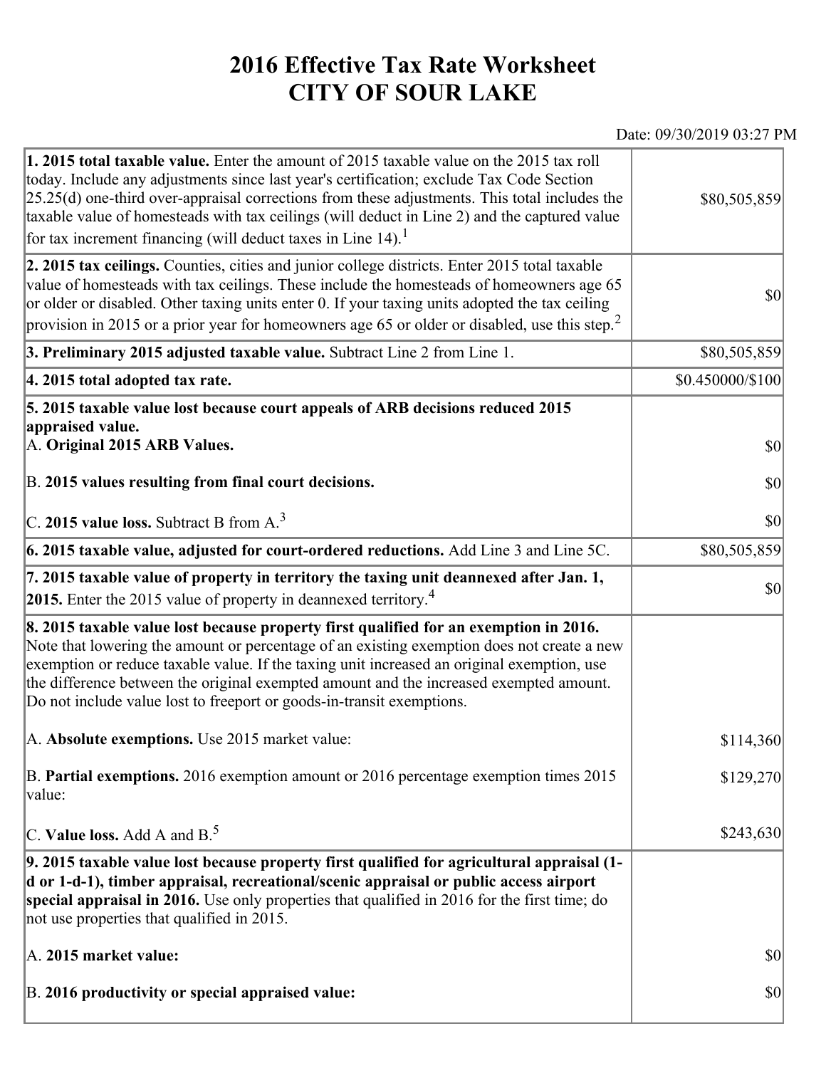# 2016 Effective Tax Rate Worksheet
# CITY OF SOUR LAKE

Date: 09/30/2019 03:27 PM

| | |
|---|---|
| **1. 2015 total taxable value.** Enter the amount of 2015 taxable value on the 2015 tax roll today. Include any adjustments since last year's certification; exclude Tax Code Section 25.25(d) one-third over-appraisal corrections from these adjustments. This total includes the taxable value of homesteads with tax ceilings (will deduct in Line 2) and the captured value for tax increment financing (will deduct taxes in Line 14).[1] | $80,505,859 |
| **2. 2015 tax ceilings.** Counties, cities and junior college districts. Enter 2015 total taxable value of homesteads with tax ceilings. These include the homesteads of homeowners age 65 or older or disabled. Other taxing units enter 0. If your taxing units adopted the tax ceiling provision in 2015 or a prior year for homeowners age 65 or older or disabled, use this step.[2] | $0 |
| **3. Preliminary 2015 adjusted taxable value.** Subtract Line 2 from Line 1. | $80,505,859 |
| **4. 2015 total adopted tax rate.** | $0.450000/$100 |
| **5. 2015 taxable value lost because court appeals of ARB decisions reduced 2015 appraised value.** | |
| A. **Original 2015 ARB Values.** | $0 |
| B. **2015 values resulting from final court decisions.** | $0 |
| C. **2015 value loss.** Subtract B from A.[3] | $0 |
| **6. 2015 taxable value, adjusted for court-ordered reductions.** Add Line 3 and Line 5C. | $80,505,859 |
| **7. 2015 taxable value of property in territory the taxing unit deannexed after Jan. 1, 2015.** Enter the 2015 value of property in deannexed territory.[4] | $0 |
| **8. 2015 taxable value lost because property first qualified for an exemption in 2016.** Note that lowering the amount or percentage of an existing exemption does not create a new exemption or reduce taxable value. If the taxing unit increased an original exemption, use the difference between the original exempted amount and the increased exempted amount. Do not include value lost to freeport or goods-in-transit exemptions. | |
| A. **Absolute exemptions.** Use 2015 market value: | $114,360 |
| B. **Partial exemptions.** 2016 exemption amount or 2016 percentage exemption times 2015 value: | $129,270 |
| C. **Value loss.** Add A and B.[5] | $243,630 |
| **9. 2015 taxable value lost because property first qualified for agricultural appraisal (1-d or 1-d-1), timber appraisal, recreational/scenic appraisal or public access airport special appraisal in 2016.** Use only properties that qualified in 2016 for the first time; do not use properties that qualified in 2015. | |
| A. **2015 market value:** | $0 |
| B. **2016 productivity or special appraised value:** | $0 |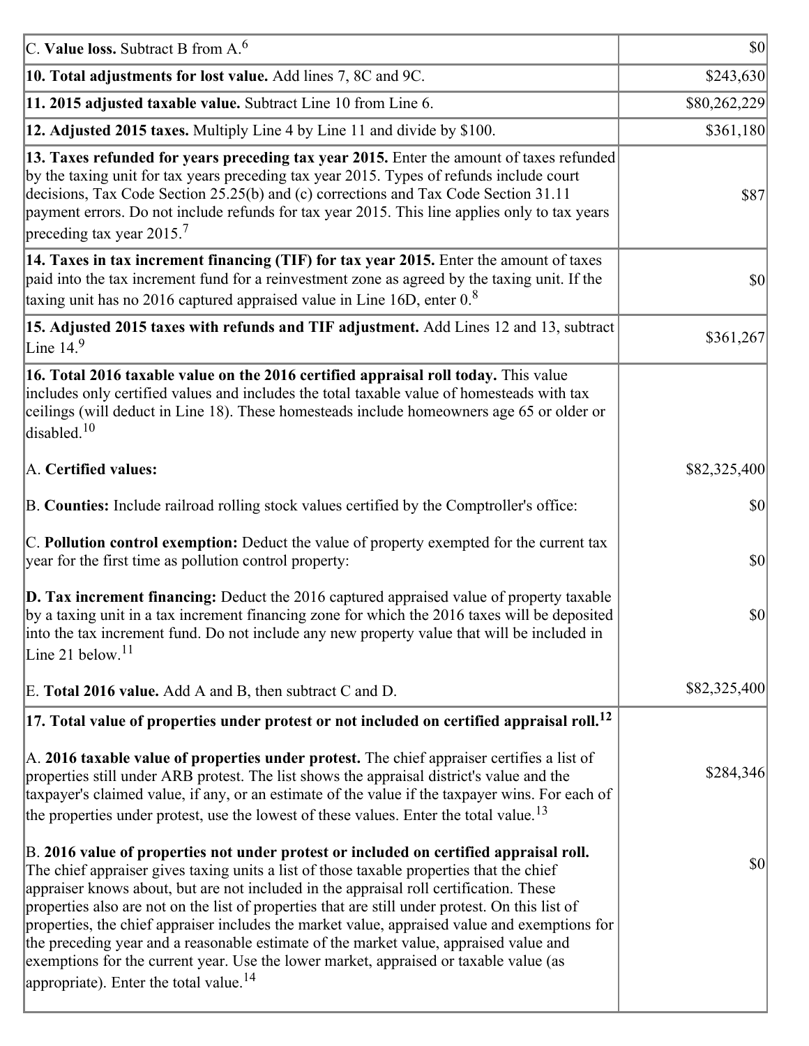| | |
|---|---|
| C. **Value loss.** Subtract B from A.[6] | $0 |
| **10. Total adjustments for lost value.** Add lines 7, 8C and 9C. | $243,630 |
| **11. 2015 adjusted taxable value.** Subtract Line 10 from Line 6. | $80,262,229 |
| **12. Adjusted 2015 taxes.** Multiply Line 4 by Line 11 and divide by $100. | $361,180 |
| **13. Taxes refunded for years preceding tax year 2015.** Enter the amount of taxes refunded by the taxing unit for tax years preceding tax year 2015. Types of refunds include court decisions, Tax Code Section 25.25(b) and (c) corrections and Tax Code Section 31.11 payment errors. Do not include refunds for tax year 2015. This line applies only to tax years preceding tax year 2015.[7] | $87 |
| **14. Taxes in tax increment financing (TIF) for tax year 2015.** Enter the amount of taxes paid into the tax increment fund for a reinvestment zone as agreed by the taxing unit. If the taxing unit has no 2016 captured appraised value in Line 16D, enter 0.[8] | $0 |
| **15. Adjusted 2015 taxes with refunds and TIF adjustment.** Add Lines 12 and 13, subtract Line 14.[9] | $361,267 |
| **16. Total 2016 taxable value on the 2016 certified appraisal roll today.** This value includes only certified values and includes the total taxable value of homesteads with tax ceilings (will deduct in Line 18). These homesteads include homeowners age 65 or older or disabled.[10] | |
| A. **Certified values:** | $82,325,400 |
| B. **Counties:** Include railroad rolling stock values certified by the Comptroller's office: | $0 |
| C. **Pollution control exemption:** Deduct the value of property exempted for the current tax year for the first time as pollution control property: | $0 |
| **D. Tax increment financing:** Deduct the 2016 captured appraised value of property taxable by a taxing unit in a tax increment financing zone for which the 2016 taxes will be deposited into the tax increment fund. Do not include any new property value that will be included in Line 21 below.[11] | $0 |
| E. **Total 2016 value.** Add A and B, then subtract C and D. | $82,325,400 |
| **17. Total value of properties under protest or not included on certified appraisal roll.[12]** | |
| A. **2016 taxable value of properties under protest.** The chief appraiser certifies a list of properties still under ARB protest. The list shows the appraisal district's value and the taxpayer's claimed value, if any, or an estimate of the value if the taxpayer wins. For each of the properties under protest, use the lowest of these values. Enter the total value.[13] | $284,346 |
| B. **2016 value of properties not under protest or included on certified appraisal roll.** The chief appraiser gives taxing units a list of those taxable properties that the chief appraiser knows about, but are not included in the appraisal roll certification. These properties also are not on the list of properties that are still under protest. On this list of properties, the chief appraiser includes the market value, appraised value and exemptions for the preceding year and a reasonable estimate of the market value, appraised value and exemptions for the current year. Use the lower market, appraised or taxable value (as appropriate). Enter the total value.[14] | $0 |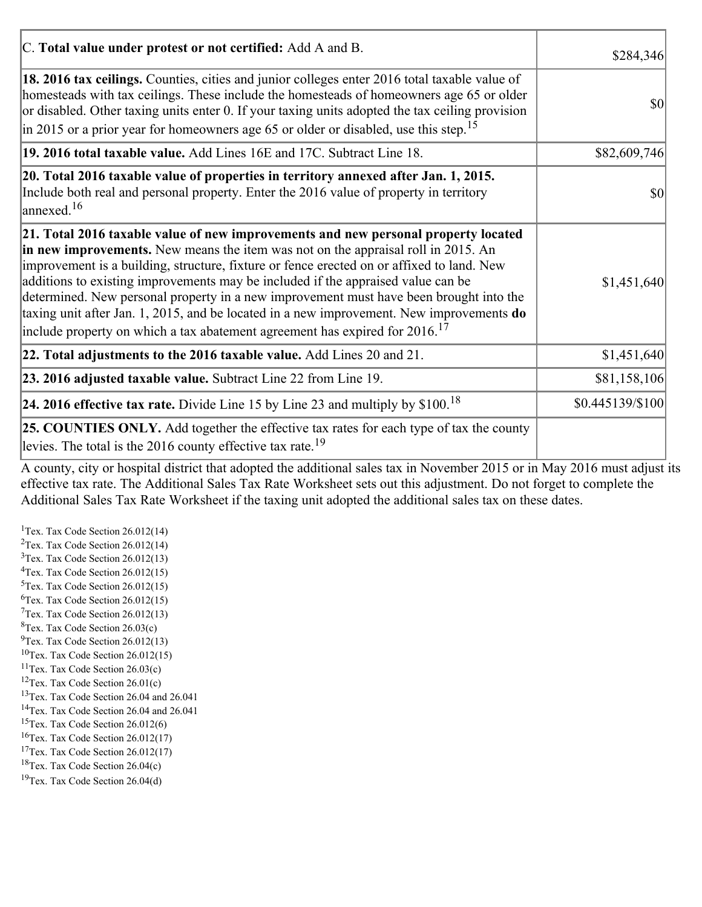| | |
|---|---|
| C. **Total value under protest or not certified:** Add A and B. | $284,346 |
| **18. 2016 tax ceilings.** Counties, cities and junior colleges enter 2016 total taxable value of homesteads with tax ceilings. These include the homesteads of homeowners age 65 or older or disabled. Other taxing units enter 0. If your taxing units adopted the tax ceiling provision in 2015 or a prior year for homeowners age 65 or older or disabled, use this step.[15] | $0 |
| **19. 2016 total taxable value.** Add Lines 16E and 17C. Subtract Line 18. | $82,609,746 |
| **20. Total 2016 taxable value of properties in territory annexed after Jan. 1, 2015.** Include both real and personal property. Enter the 2016 value of property in territory annexed.[16] | $0 |
| **21. Total 2016 taxable value of new improvements and new personal property located in new improvements.** New means the item was not on the appraisal roll in 2015. An improvement is a building, structure, fixture or fence erected on or affixed to land. New additions to existing improvements may be included if the appraised value can be determined. New personal property in a new improvement must have been brought into the taxing unit after Jan. 1, 2015, and be located in a new improvement. New improvements **do** include property on which a tax abatement agreement has expired for 2016.[17] | $1,451,640 |
| **22. Total adjustments to the 2016 taxable value.** Add Lines 20 and 21. | $1,451,640 |
| **23. 2016 adjusted taxable value.** Subtract Line 22 from Line 19. | $81,158,106 |
| **24. 2016 effective tax rate.** Divide Line 15 by Line 23 and multiply by $100.[18] | $0.445139/$100 |
| **25. COUNTIES ONLY.** Add together the effective tax rates for each type of tax the county levies. The total is the 2016 county effective tax rate.[19] | |

A county, city or hospital district that adopted the additional sales tax in November 2015 or in May 2016 must adjust its effective tax rate. The Additional Sales Tax Rate Worksheet sets out this adjustment. Do not forget to complete the Additional Sales Tax Rate Worksheet if the taxing unit adopted the additional sales tax on these dates.

[1]Tex. Tax Code Section 26.012(14)
[2]Tex. Tax Code Section 26.012(14)
[3]Tex. Tax Code Section 26.012(13)
[4]Tex. Tax Code Section 26.012(15)
[5]Tex. Tax Code Section 26.012(15)
[6]Tex. Tax Code Section 26.012(15)
[7]Tex. Tax Code Section 26.012(13)
[8]Tex. Tax Code Section 26.03(c)
[9]Tex. Tax Code Section 26.012(13)
[10]Tex. Tax Code Section 26.012(15)
[11]Tex. Tax Code Section 26.03(c)
[12]Tex. Tax Code Section 26.01(c)
[13]Tex. Tax Code Section 26.04 and 26.041
[14]Tex. Tax Code Section 26.04 and 26.041
[15]Tex. Tax Code Section 26.012(6)
[16]Tex. Tax Code Section 26.012(17)
[17]Tex. Tax Code Section 26.012(17)
[18]Tex. Tax Code Section 26.04(c)
[19]Tex. Tax Code Section 26.04(d)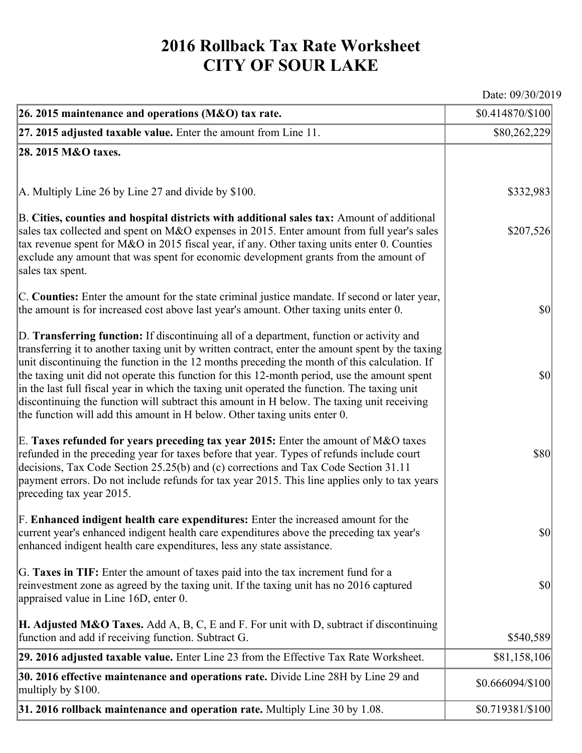# 2016 Rollback Tax Rate Worksheet
# CITY OF SOUR LAKE

Date: 09/30/2019

| | |
|---|---|
| **26. 2015 maintenance and operations (M&O) tax rate.** | $0.414870/$100 |
| **27. 2015 adjusted taxable value.** Enter the amount from Line 11. | $80,262,229 |
| **28. 2015 M&O taxes.** | |
| A. Multiply Line 26 by Line 27 and divide by $100. | $332,983 |
| B. **Cities, counties and hospital districts with additional sales tax:** Amount of additional sales tax collected and spent on M&O expenses in 2015. Enter amount from full year's sales tax revenue spent for M&O in 2015 fiscal year, if any. Other taxing units enter 0. Counties exclude any amount that was spent for economic development grants from the amount of sales tax spent. | $207,526 |
| C. **Counties:** Enter the amount for the state criminal justice mandate. If second or later year, the amount is for increased cost above last year's amount. Other taxing units enter 0. | $0 |
| D. **Transferring function:** If discontinuing all of a department, function or activity and transferring it to another taxing unit by written contract, enter the amount spent by the taxing unit discontinuing the function in the 12 months preceding the month of this calculation. If the taxing unit did not operate this function for this 12-month period, use the amount spent in the last full fiscal year in which the taxing unit operated the function. The taxing unit discontinuing the function will subtract this amount in H below. The taxing unit receiving the function will add this amount in H below. Other taxing units enter 0. | $0 |
| E. **Taxes refunded for years preceding tax year 2015:** Enter the amount of M&O taxes refunded in the preceding year for taxes before that year. Types of refunds include court decisions, Tax Code Section 25.25(b) and (c) corrections and Tax Code Section 31.11 payment errors. Do not include refunds for tax year 2015. This line applies only to tax years preceding tax year 2015. | $80 |
| F. **Enhanced indigent health care expenditures:** Enter the increased amount for the current year's enhanced indigent health care expenditures above the preceding tax year's enhanced indigent health care expenditures, less any state assistance. | $0 |
| G. **Taxes in TIF:** Enter the amount of taxes paid into the tax increment fund for a reinvestment zone as agreed by the taxing unit. If the taxing unit has no 2016 captured appraised value in Line 16D, enter 0. | $0 |
| **H. Adjusted M&O Taxes.** Add A, B, C, E and F. For unit with D, subtract if discontinuing function and add if receiving function. Subtract G. | $540,589 |
| **29. 2016 adjusted taxable value.** Enter Line 23 from the Effective Tax Rate Worksheet. | $81,158,106 |
| **30. 2016 effective maintenance and operations rate.** Divide Line 28H by Line 29 and multiply by $100. | $0.666094/$100 |
| **31. 2016 rollback maintenance and operation rate.** Multiply Line 30 by 1.08. | $0.719381/$100 |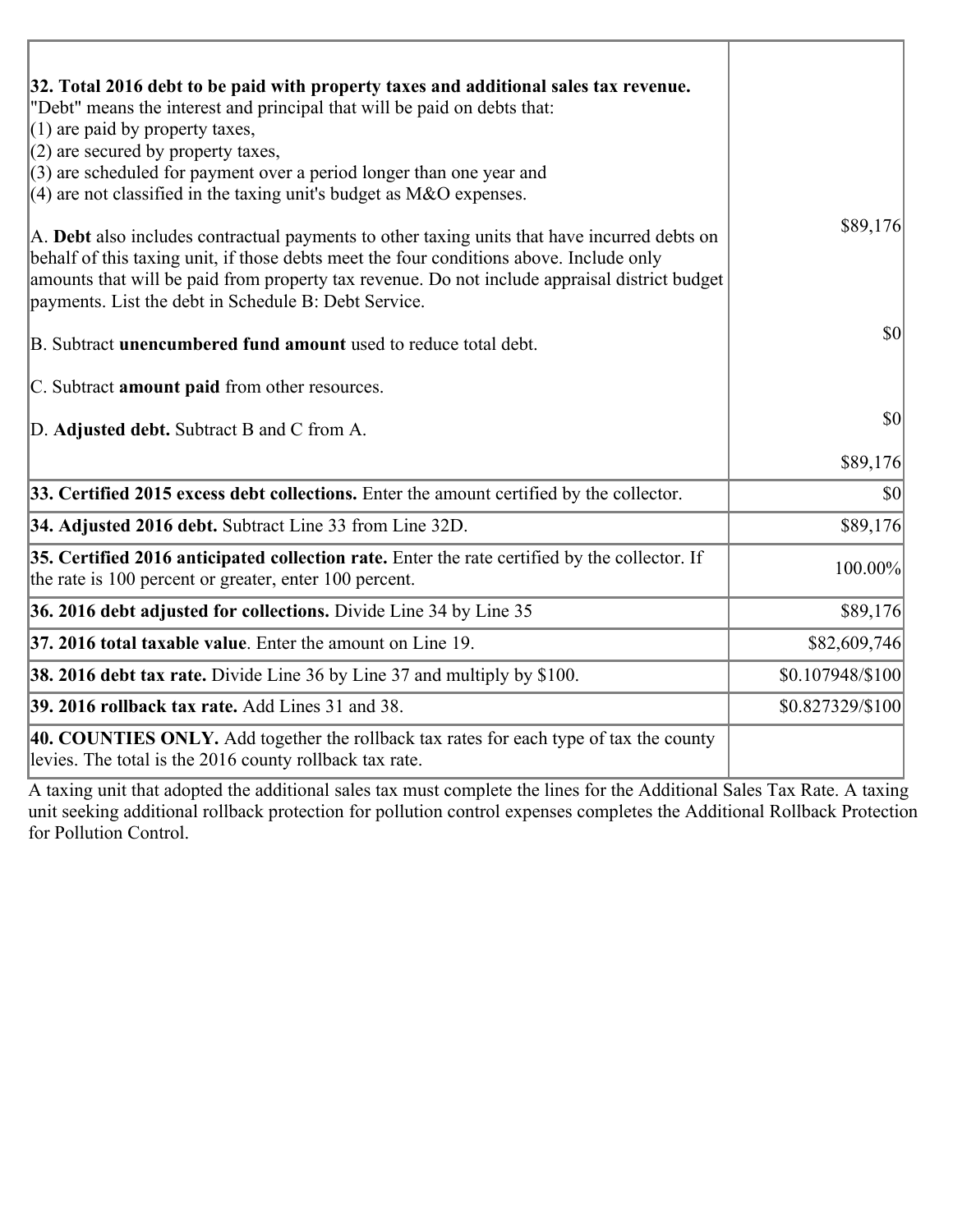| | |
|---|---|
| **32. Total 2016 debt to be paid with property taxes and additional sales tax revenue.**<br>"Debt" means the interest and principal that will be paid on debts that:<br>(1) are paid by property taxes,<br>(2) are secured by property taxes,<br>(3) are scheduled for payment over a period longer than one year and<br>(4) are not classified in the taxing unit's budget as M&O expenses.<br><br>A. **Debt** also includes contractual payments to other taxing units that have incurred debts on behalf of this taxing unit, if those debts meet the four conditions above. Include only amounts that will be paid from property tax revenue. Do not include appraisal district budget payments. List the debt in Schedule B: Debt Service.<br><br>B. Subtract **unencumbered fund amount** used to reduce total debt.<br><br>C. Subtract **amount paid** from other resources.<br><br>D. **Adjusted debt.** Subtract B and C from A. | $89,176<br><br>$0<br><br>$0<br><br>$89,176 |
| **33. Certified 2015 excess debt collections.** Enter the amount certified by the collector. | $0 |
| **34. Adjusted 2016 debt.** Subtract Line 33 from Line 32D. | $89,176 |
| **35. Certified 2016 anticipated collection rate.** Enter the rate certified by the collector. If the rate is 100 percent or greater, enter 100 percent. | 100.00% |
| **36. 2016 debt adjusted for collections.** Divide Line 34 by Line 35 | $89,176 |
| **37. 2016 total taxable value**. Enter the amount on Line 19. | $82,609,746 |
| **38. 2016 debt tax rate.** Divide Line 36 by Line 37 and multiply by $100. | $0.107948/$100 |
| **39. 2016 rollback tax rate.** Add Lines 31 and 38. | $0.827329/$100 |
| **40. COUNTIES ONLY.** Add together the rollback tax rates for each type of tax the county levies. The total is the 2016 county rollback tax rate. | |

A taxing unit that adopted the additional sales tax must complete the lines for the Additional Sales Tax Rate. A taxing unit seeking additional rollback protection for pollution control expenses completes the Additional Rollback Protection for Pollution Control.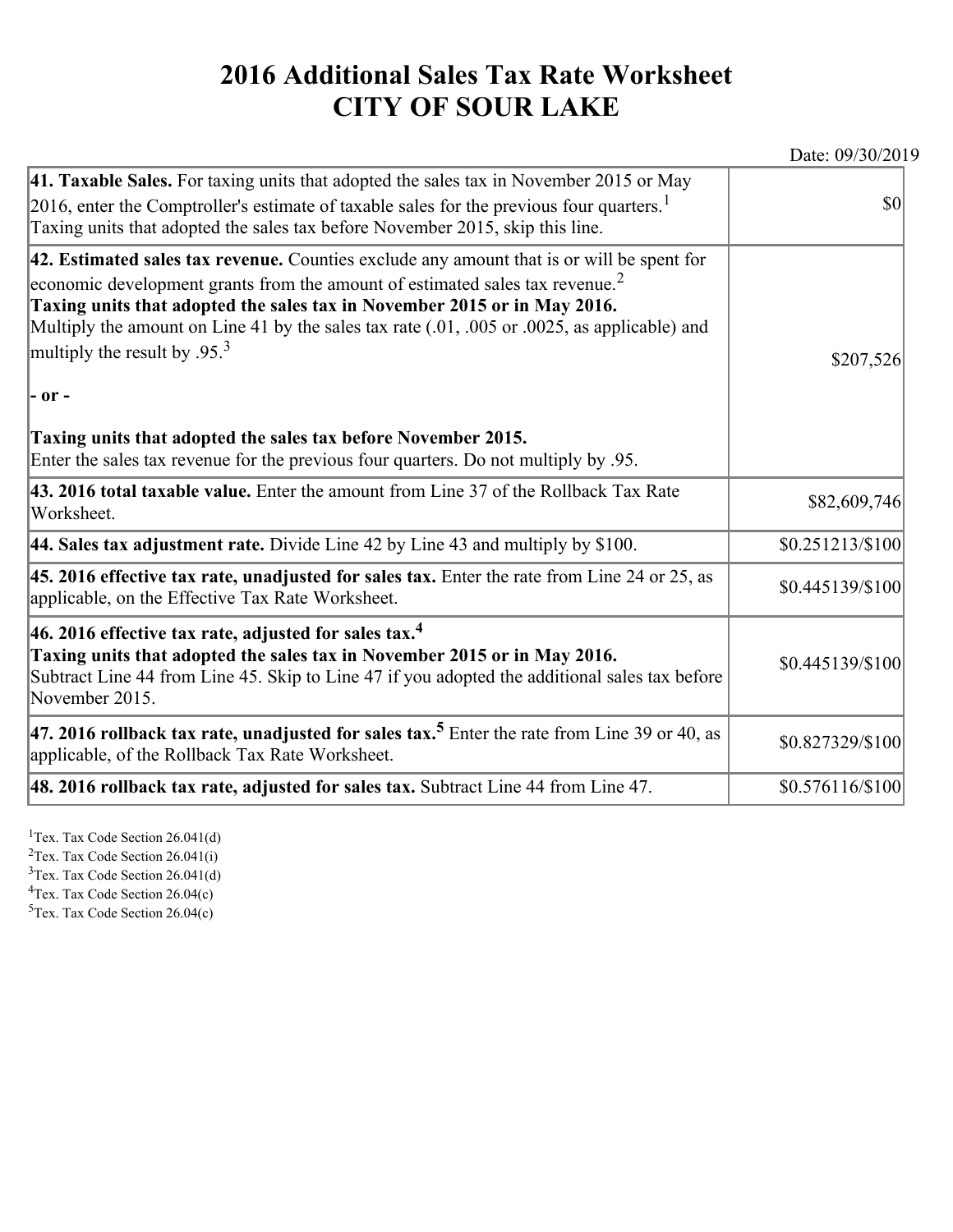# 2016 Additional Sales Tax Rate Worksheet
# CITY OF SOUR LAKE

Date: 09/30/2019

| | |
|---|---|
| **41. Taxable Sales.** For taxing units that adopted the sales tax in November 2015 or May 2016, enter the Comptroller's estimate of taxable sales for the previous four quarters.[1] Taxing units that adopted the sales tax before November 2015, skip this line. | $0 |
| **42. Estimated sales tax revenue.** Counties exclude any amount that is or will be spent for economic development grants from the amount of estimated sales tax revenue.[2] **Taxing units that adopted the sales tax in November 2015 or in May 2016.** Multiply the amount on Line 41 by the sales tax rate (.01, .005 or .0025, as applicable) and multiply the result by .95.[3] **- or -** **Taxing units that adopted the sales tax before November 2015.** Enter the sales tax revenue for the previous four quarters. Do not multiply by .95. | $207,526 |
| **43. 2016 total taxable value.** Enter the amount from Line 37 of the Rollback Tax Rate Worksheet. | $82,609,746 |
| **44. Sales tax adjustment rate.** Divide Line 42 by Line 43 and multiply by $100. | $0.251213/$100 |
| **45. 2016 effective tax rate, unadjusted for sales tax.** Enter the rate from Line 24 or 25, as applicable, on the Effective Tax Rate Worksheet. | $0.445139/$100 |
| **46. 2016 effective tax rate, adjusted for sales tax.[4]** **Taxing units that adopted the sales tax in November 2015 or in May 2016.** Subtract Line 44 from Line 45. Skip to Line 47 if you adopted the additional sales tax before November 2015. | $0.445139/$100 |
| **47. 2016 rollback tax rate, unadjusted for sales tax.[5]** Enter the rate from Line 39 or 40, as applicable, of the Rollback Tax Rate Worksheet. | $0.827329/$100 |
| **48. 2016 rollback tax rate, adjusted for sales tax.** Subtract Line 44 from Line 47. | $0.576116/$100 |

[1]Tex. Tax Code Section 26.041(d)
[2]Tex. Tax Code Section 26.041(i)
[3]Tex. Tax Code Section 26.041(d)
[4]Tex. Tax Code Section 26.04(c)
[5]Tex. Tax Code Section 26.04(c)